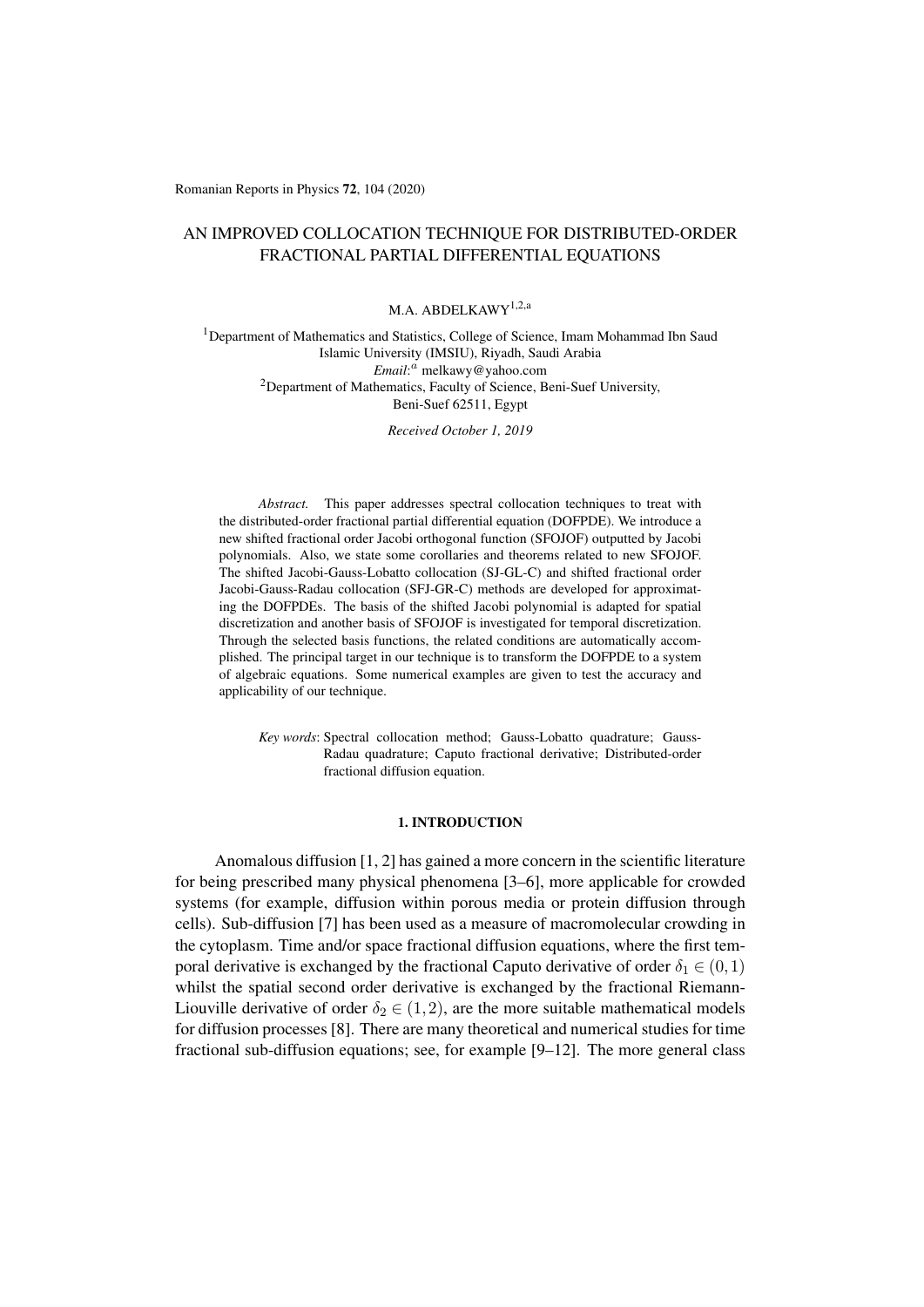Romanian Reports in Physics **72**, 104 (2020)

# AN IMPROVED COLLOCATION TECHNIQUE FOR DISTRIBUTED-ORDER FRACTIONAL PARTIAL DIFFERENTIAL EQUATIONS

M.A. ABDELKAWY[1,2,a]

[1]Department of Mathematics and Statistics, College of Science, Imam Mohammad Ibn Saud Islamic University (IMSIU), Riyadh, Saudi Arabia
*Email*:[a] melkawy@yahoo.com
[2]Department of Mathematics, Faculty of Science, Beni-Suef University, Beni-Suef 62511, Egypt

*Received October 1, 2019*

*Abstract.* This paper addresses spectral collocation techniques to treat with the distributed-order fractional partial differential equation (DOFPDE). We introduce a new shifted fractional order Jacobi orthogonal function (SFOJOF) outputted by Jacobi polynomials. Also, we state some corollaries and theorems related to new SFOJOF. The shifted Jacobi-Gauss-Lobatto collocation (SJ-GL-C) and shifted fractional order Jacobi-Gauss-Radau collocation (SFJ-GR-C) methods are developed for approximating the DOFPDEs. The basis of the shifted Jacobi polynomial is adapted for spatial discretization and another basis of SFOJOF is investigated for temporal discretization. Through the selected basis functions, the related conditions are automatically accomplished. The principal target in our technique is to transform the DOFPDE to a system of algebraic equations. Some numerical examples are given to test the accuracy and applicability of our technique.

*Key words*: Spectral collocation method; Gauss-Lobatto quadrature; Gauss-Radau quadrature; Caputo fractional derivative; Distributed-order fractional diffusion equation.

## 1. INTRODUCTION

Anomalous diffusion [1, 2] has gained a more concern in the scientific literature for being prescribed many physical phenomena [3–6], more applicable for crowded systems (for example, diffusion within porous media or protein diffusion through cells). Sub-diffusion [7] has been used as a measure of macromolecular crowding in the cytoplasm. Time and/or space fractional diffusion equations, where the first temporal derivative is exchanged by the fractional Caputo derivative of order $\delta_1 \in (0,1)$ whilst the spatial second order derivative is exchanged by the fractional Riemann-Liouville derivative of order $\delta_2 \in (1,2)$, are the more suitable mathematical models for diffusion processes [8]. There are many theoretical and numerical studies for time fractional sub-diffusion equations; see, for example [9–12]. The more general class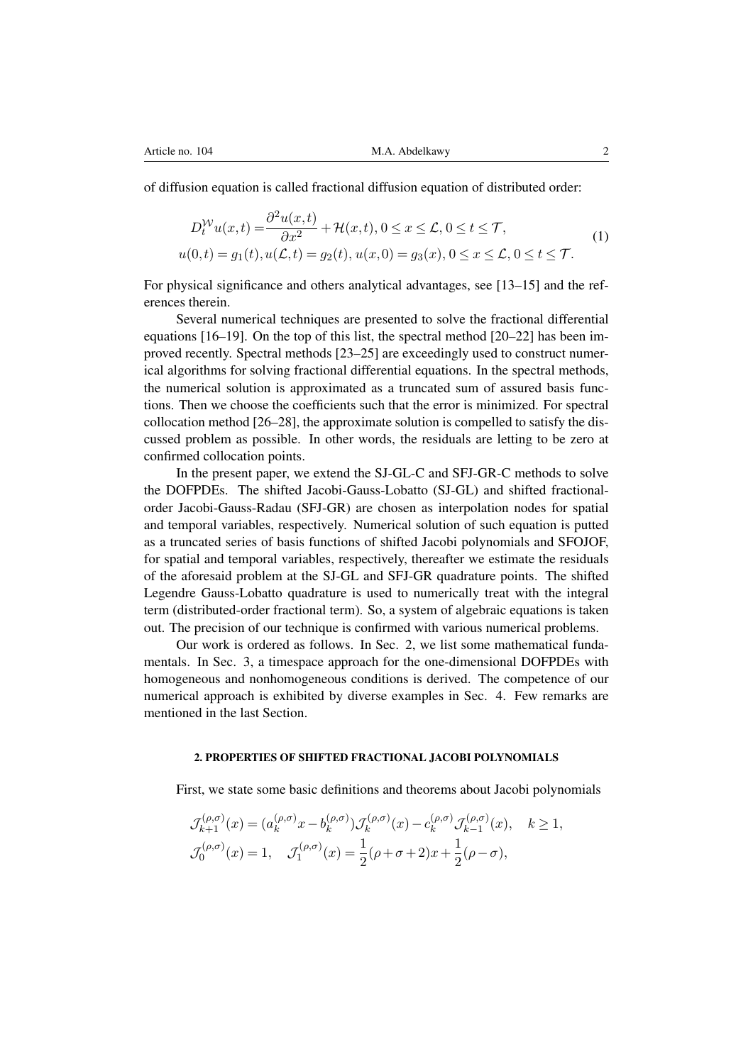of diffusion equation is called fractional diffusion equation of distributed order:

$$
\begin{aligned}
D_t^{\mathcal{W}} u(x,t) &= \frac{\partial^2 u(x,t)}{\partial x^2} + \mathcal{H}(x,t), 0 \le x \le \mathcal{L}, 0 \le t \le \mathcal{T}, \\
u(0,t) = g_1(t), u(\mathcal{L},t) &= g_2(t), u(x,0) = g_3(x), 0 \le x \le \mathcal{L}, 0 \le t \le \mathcal{T}.
\end{aligned} \tag{1}
$$

For physical significance and others analytical advantages, see [13–15] and the references therein.

Several numerical techniques are presented to solve the fractional differential equations [16–19]. On the top of this list, the spectral method [20–22] has been improved recently. Spectral methods [23–25] are exceedingly used to construct numerical algorithms for solving fractional differential equations. In the spectral methods, the numerical solution is approximated as a truncated sum of assured basis functions. Then we choose the coefficients such that the error is minimized. For spectral collocation method [26–28], the approximate solution is compelled to satisfy the discussed problem as possible. In other words, the residuals are letting to be zero at confirmed collocation points.

In the present paper, we extend the SJ-GL-C and SFJ-GR-C methods to solve the DOFPDEs. The shifted Jacobi-Gauss-Lobatto (SJ-GL) and shifted fractional-order Jacobi-Gauss-Radau (SFJ-GR) are chosen as interpolation nodes for spatial and temporal variables, respectively. Numerical solution of such equation is putted as a truncated series of basis functions of shifted Jacobi polynomials and SFOJOF, for spatial and temporal variables, respectively, thereafter we estimate the residuals of the aforesaid problem at the SJ-GL and SFJ-GR quadrature points. The shifted Legendre Gauss-Lobatto quadrature is used to numerically treat with the integral term (distributed-order fractional term). So, a system of algebraic equations is taken out. The precision of our technique is confirmed with various numerical problems.

Our work is ordered as follows. In Sec. 2, we list some mathematical fundamentals. In Sec. 3, a timespace approach for the one-dimensional DOFPDEs with homogeneous and nonhomogeneous conditions is derived. The competence of our numerical approach is exhibited by diverse examples in Sec. 4. Few remarks are mentioned in the last Section.

## 2. PROPERTIES OF SHIFTED FRACTIONAL JACOBI POLYNOMIALS

First, we state some basic definitions and theorems about Jacobi polynomials

$$
\begin{aligned}
&\mathcal{J}_{k+1}^{(\rho,\sigma)}(x) = (a_k^{(\rho,\sigma)} x - b_k^{(\rho,\sigma)}) \mathcal{J}_k^{(\rho,\sigma)}(x) - c_k^{(\rho,\sigma)} \mathcal{J}_{k-1}^{(\rho,\sigma)}(x), \quad k \ge 1, \\
&\mathcal{J}_0^{(\rho,\sigma)}(x) = 1, \quad \mathcal{J}_1^{(\rho,\sigma)}(x) = \frac{1}{2}(\rho + \sigma + 2)x + \frac{1}{2}(\rho - \sigma),
\end{aligned}
$$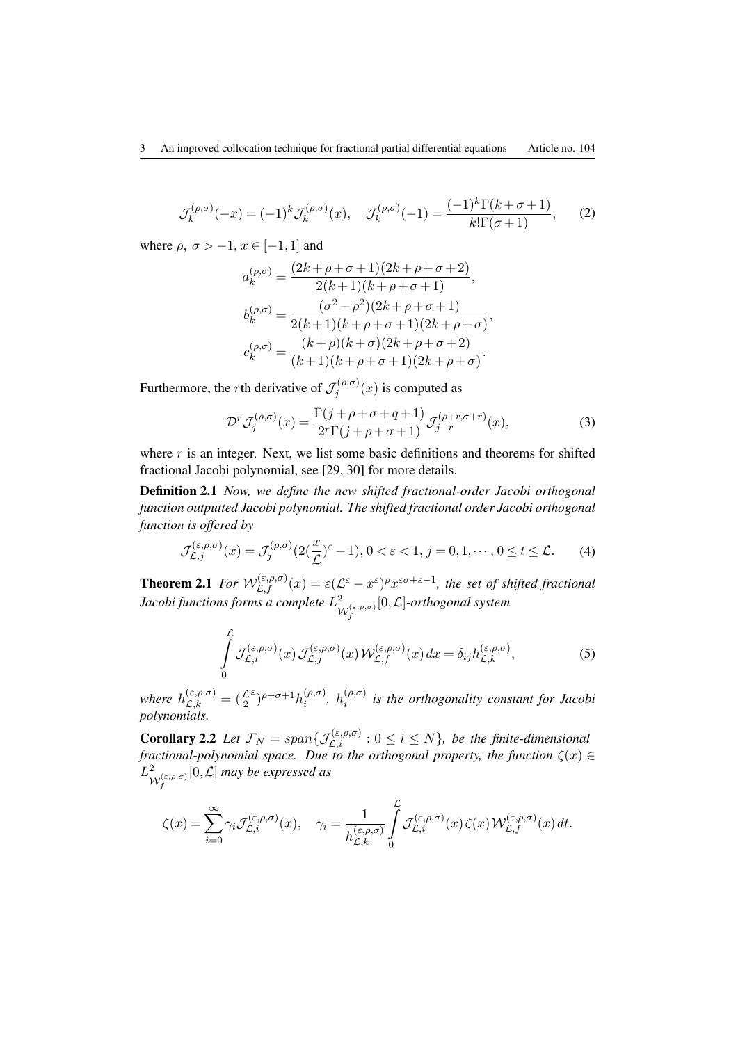$$\mathcal{J}_k^{(\rho,\sigma)}(-x) = (-1)^k \mathcal{J}_k^{(\rho,\sigma)}(x), \quad \mathcal{J}_k^{(\rho,\sigma)}(-1) = \frac{(-1)^k \Gamma(k+\sigma+1)}{k!\Gamma(\sigma+1)}, \qquad (2)$$

where $\rho,\ \sigma > -1$, $x \in [-1,1]$ and

$$a_k^{(\rho,\sigma)} = \frac{(2k+\rho+\sigma+1)(2k+\rho+\sigma+2)}{2(k+1)(k+\rho+\sigma+1)},$$

$$b_k^{(\rho,\sigma)} = \frac{(\sigma^2-\rho^2)(2k+\rho+\sigma+1)}{2(k+1)(k+\rho+\sigma+1)(2k+\rho+\sigma)},$$

$$c_k^{(\rho,\sigma)} = \frac{(k+\rho)(k+\sigma)(2k+\rho+\sigma+2)}{(k+1)(k+\rho+\sigma+1)(2k+\rho+\sigma)}.$$

Furthermore, the $r$th derivative of $\mathcal{J}_j^{(\rho,\sigma)}(x)$ is computed as

$$\mathcal{D}^r \mathcal{J}_j^{(\rho,\sigma)}(x) = \frac{\Gamma(j+\rho+\sigma+q+1)}{2^r \Gamma(j+\rho+\sigma+1)} \mathcal{J}_{j-r}^{(\rho+r,\sigma+r)}(x), \qquad (3)$$

where $r$ is an integer. Next, we list some basic definitions and theorems for shifted fractional Jacobi polynomial, see [29, 30] for more details.

**Definition 2.1** *Now, we define the new shifted fractional-order Jacobi orthogonal function outputted Jacobi polynomial. The shifted fractional order Jacobi orthogonal function is offered by*

$$\mathcal{J}_{\mathcal{L},j}^{(\varepsilon,\rho,\sigma)}(x) = \mathcal{J}_j^{(\rho,\sigma)}(2(\frac{x}{\mathcal{L}})^{\varepsilon} - 1), 0 < \varepsilon < 1, j = 0, 1, \cdots, 0 \le t \le \mathcal{L}. \qquad (4)$$

**Theorem 2.1** *For $\mathcal{W}_{\mathcal{L},f}^{(\varepsilon,\rho,\sigma)}(x) = \varepsilon(\mathcal{L}^{\varepsilon} - x^{\varepsilon})^{\rho} x^{\varepsilon\sigma+\varepsilon-1}$, the set of shifted fractional Jacobi functions forms a complete $L^2_{\mathcal{W}_f^{(\varepsilon,\rho,\sigma)}}[0,\mathcal{L}]$-orthogonal system*

$$\int_0^{\mathcal{L}} \mathcal{J}_{\mathcal{L},i}^{(\varepsilon,\rho,\sigma)}(x) \mathcal{J}_{\mathcal{L},j}^{(\varepsilon,\rho,\sigma)}(x) \mathcal{W}_{\mathcal{L},f}^{(\varepsilon,\rho,\sigma)}(x)\, dx = \delta_{ij} h_{\mathcal{L},k}^{(\varepsilon,\rho,\sigma)}, \qquad (5)$$

*where $h_{\mathcal{L},k}^{(\varepsilon,\rho,\sigma)} = (\frac{\mathcal{L}^{\varepsilon}}{2})^{\rho+\sigma+1} h_i^{(\rho,\sigma)}$, $h_i^{(\rho,\sigma)}$ is the orthogonality constant for Jacobi polynomials.*

**Corollary 2.2** *Let $\mathcal{F}_N = span\{\mathcal{J}_{\mathcal{L},i}^{(\varepsilon,\rho,\sigma)} : 0 \le i \le N\}$, be the finite-dimensional fractional-polynomial space. Due to the orthogonal property, the function $\zeta(x) \in L^2_{\mathcal{W}_f^{(\varepsilon,\rho,\sigma)}}[0,\mathcal{L}]$ may be expressed as*

$$\zeta(x) = \sum_{i=0}^{\infty} \gamma_i \mathcal{J}_{\mathcal{L},i}^{(\varepsilon,\rho,\sigma)}(x), \quad \gamma_i = \frac{1}{h_{\mathcal{L},k}^{(\varepsilon,\rho,\sigma)}} \int_0^{\mathcal{L}} \mathcal{J}_{\mathcal{L},i}^{(\varepsilon,\rho,\sigma)}(x) \zeta(x) \mathcal{W}_{\mathcal{L},f}^{(\varepsilon,\rho,\sigma)}(x)\, dt.$$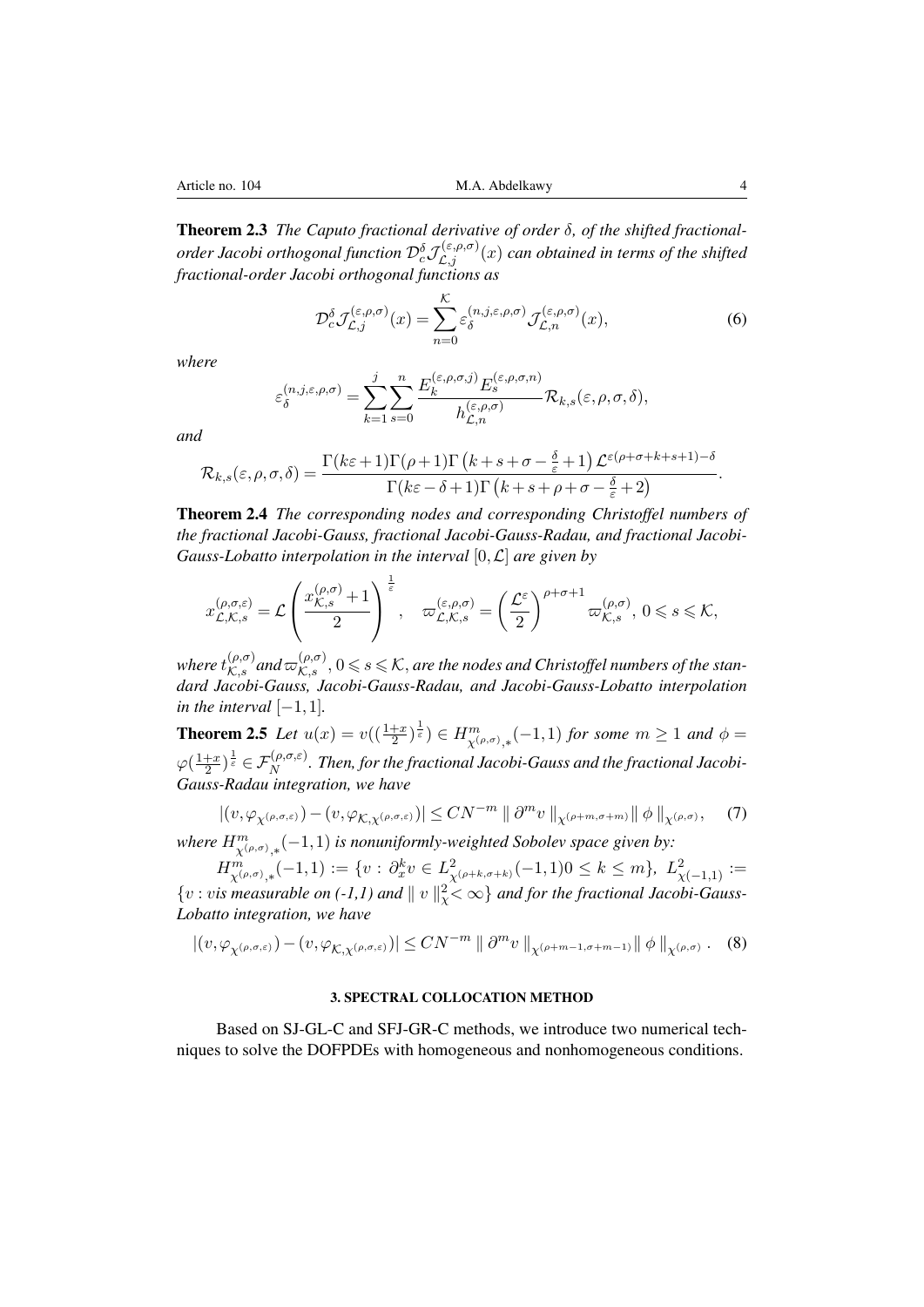**Theorem 2.3** *The Caputo fractional derivative of order $\delta$, of the shifted fractional-order Jacobi orthogonal function $\mathcal{D}_c^{\delta}\mathcal{J}_{\mathcal{L},j}^{(\varepsilon,\rho,\sigma)}(x)$ can obtained in terms of the shifted fractional-order Jacobi orthogonal functions as*

$$\mathcal{D}_c^{\delta}\mathcal{J}_{\mathcal{L},j}^{(\varepsilon,\rho,\sigma)}(x) = \sum_{n=0}^{\mathcal{K}} \varepsilon_{\delta}^{(n,j,\varepsilon,\rho,\sigma)} \mathcal{J}_{\mathcal{L},n}^{(\varepsilon,\rho,\sigma)}(x), \tag{6}$$

*where*

$$\varepsilon_{\delta}^{(n,j,\varepsilon,\rho,\sigma)} = \sum_{k=1}^{j}\sum_{s=0}^{n} \frac{E_k^{(\varepsilon,\rho,\sigma,j)} E_s^{(\varepsilon,\rho,\sigma,n)}}{h_{\mathcal{L},n}^{(\varepsilon,\rho,\sigma)}} \mathcal{R}_{k,s}(\varepsilon,\rho,\sigma,\delta),$$

*and*

$$\mathcal{R}_{k,s}(\varepsilon,\rho,\sigma,\delta) = \frac{\Gamma(k\varepsilon+1)\Gamma(\rho+1)\Gamma\left(k+s+\sigma-\frac{\delta}{\varepsilon}+1\right)\mathcal{L}^{\varepsilon(\rho+\sigma+k+s+1)-\delta}}{\Gamma(k\varepsilon-\delta+1)\Gamma\left(k+s+\rho+\sigma-\frac{\delta}{\varepsilon}+2\right)}.$$

**Theorem 2.4** *The corresponding nodes and corresponding Christoffel numbers of the fractional Jacobi-Gauss, fractional Jacobi-Gauss-Radau, and fractional Jacobi-Gauss-Lobatto interpolation in the interval $[0,\mathcal{L}]$ are given by*

$$x_{\mathcal{L},\mathcal{K},s}^{(\rho,\sigma,\varepsilon)} = \mathcal{L}\left(\frac{x_{\mathcal{K},s}^{(\rho,\sigma)}+1}{2}\right)^{\frac{1}{\varepsilon}}, \quad \varpi_{\mathcal{L},\mathcal{K},s}^{(\varepsilon,\rho,\sigma)} = \left(\frac{\mathcal{L}^{\varepsilon}}{2}\right)^{\rho+\sigma+1} \varpi_{\mathcal{K},s}^{(\rho,\sigma)},\ 0\leqslant s\leqslant\mathcal{K},$$

*where $t_{\mathcal{K},s}^{(\rho,\sigma)}$ and $\varpi_{\mathcal{K},s}^{(\rho,\sigma)}$, $0\leqslant s\leqslant\mathcal{K}$, are the nodes and Christoffel numbers of the standard Jacobi-Gauss, Jacobi-Gauss-Radau, and Jacobi-Gauss-Lobatto interpolation in the interval $[-1,1]$.*

**Theorem 2.5** *Let $u(x) = v((\frac{1+x}{2})^{\frac{1}{\varepsilon}}) \in H^m_{\chi^{(\rho,\sigma)},*}(-1,1)$ for some $m\geq 1$ and $\phi = \varphi(\frac{1+x}{2})^{\frac{1}{\varepsilon}} \in \mathcal{F}_N^{(\rho,\sigma,\varepsilon)}$. Then, for the fractional Jacobi-Gauss and the fractional Jacobi-Gauss-Radau integration, we have*

$$|(v,\varphi_{\chi^{(\rho,\sigma,\varepsilon)}})-(v,\varphi_{\mathcal{K},\chi^{(\rho,\sigma,\varepsilon)}})| \leq CN^{-m}\parallel \partial^m v\parallel_{\chi^{(\rho+m,\sigma+m)}}\parallel\phi\parallel_{\chi^{(\rho,\sigma)}}, \tag{7}$$

*where $H^m_{\chi^{(\rho,\sigma)},*}(-1,1)$ is nonuniformly-weighted Sobolev space given by:*

$H^m_{\chi^{(\rho,\sigma)},*}(-1,1) := \{v : \partial_x^k v \in L^2_{\chi^{(\rho+k,\sigma+k)}}(-1,1) 0\leq k\leq m\}$, $L^2_{\chi(-1,1)} := \{v : v$ *is measurable on (-1,1) and* $\parallel v\parallel_{\chi}^2 < \infty\}$ *and for the fractional Jacobi-Gauss-Lobatto integration, we have*

$$|(v,\varphi_{\chi^{(\rho,\sigma,\varepsilon)}})-(v,\varphi_{\mathcal{K},\chi^{(\rho,\sigma,\varepsilon)}})| \leq CN^{-m}\parallel \partial^m v\parallel_{\chi^{(\rho+m-1,\sigma+m-1)}}\parallel\phi\parallel_{\chi^{(\rho,\sigma)}}. \tag{8}$$

### 3. SPECTRAL COLLOCATION METHOD

Based on SJ-GL-C and SFJ-GR-C methods, we introduce two numerical techniques to solve the DOFPDEs with homogeneous and nonhomogeneous conditions.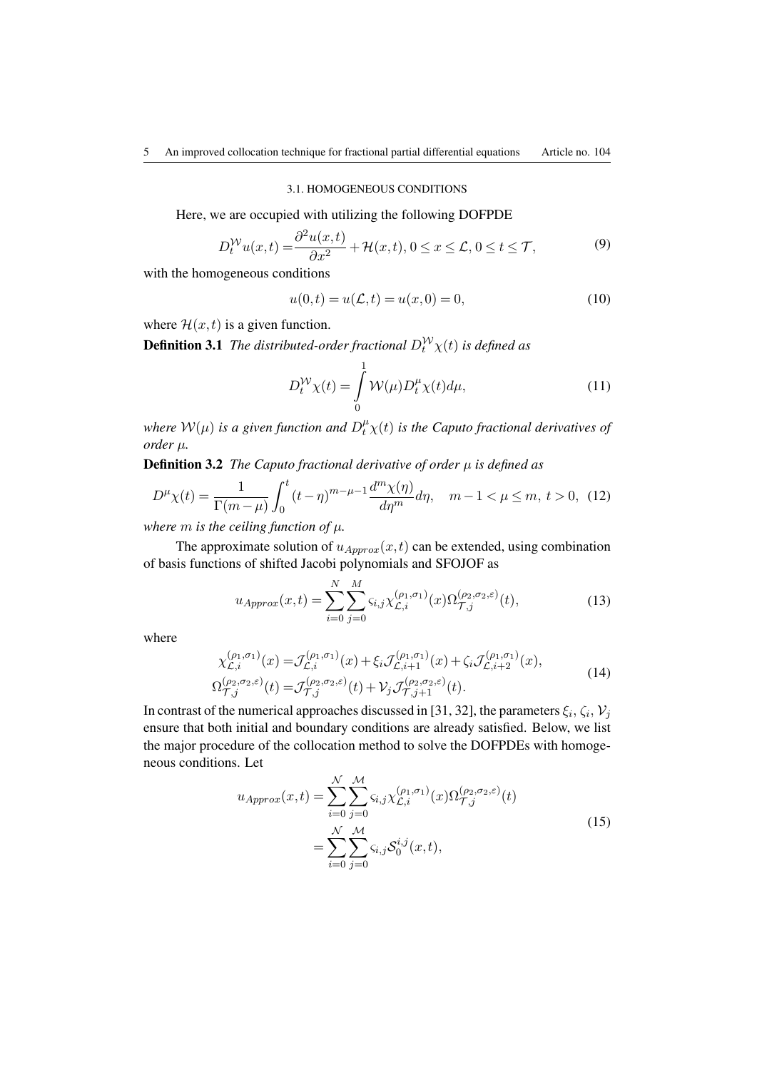### 3.1. HOMOGENEOUS CONDITIONS

Here, we are occupied with utilizing the following DOFPDE

$$D_t^{\mathcal{W}} u(x,t) = \frac{\partial^2 u(x,t)}{\partial x^2} + \mathcal{H}(x,t), 0 \leq x \leq \mathcal{L}, 0 \leq t \leq \mathcal{T}, \tag{9}$$

with the homogeneous conditions

$$u(0,t) = u(\mathcal{L},t) = u(x,0) = 0, \tag{10}$$

where $\mathcal{H}(x,t)$ is a given function.

**Definition 3.1** *The distributed-order fractional $D_t^{\mathcal{W}} \chi(t)$ is defined as*

$$D_t^{\mathcal{W}} \chi(t) = \int_0^1 \mathcal{W}(\mu) D_t^{\mu} \chi(t) d\mu, \tag{11}$$

*where $\mathcal{W}(\mu)$ is a given function and $D_t^{\mu} \chi(t)$ is the Caputo fractional derivatives of order $\mu$.*

**Definition 3.2** *The Caputo fractional derivative of order $\mu$ is defined as*

$$D^{\mu} \chi(t) = \frac{1}{\Gamma(m-\mu)} \int_0^t (t-\eta)^{m-\mu-1} \frac{d^m \chi(\eta)}{d\eta^m} d\eta, \quad m-1 < \mu \leq m, \ t > 0, \tag{12}$$

*where $m$ is the ceiling function of $\mu$.*

The approximate solution of $u_{Approx}(x,t)$ can be extended, using combination of basis functions of shifted Jacobi polynomials and SFOJOF as

$$u_{Approx}(x,t) = \sum_{i=0}^{N} \sum_{j=0}^{M} \varsigma_{i,j} \chi_{\mathcal{L},i}^{(\rho_1,\sigma_1)}(x) \Omega_{\mathcal{T},j}^{(\rho_2,\sigma_2,\varepsilon)}(t), \tag{13}$$

where

$$\begin{aligned}
\chi_{\mathcal{L},i}^{(\rho_1,\sigma_1)}(x) &= \mathcal{J}_{\mathcal{L},i}^{(\rho_1,\sigma_1)}(x) + \xi_i \mathcal{J}_{\mathcal{L},i+1}^{(\rho_1,\sigma_1)}(x) + \zeta_i \mathcal{J}_{\mathcal{L},i+2}^{(\rho_1,\sigma_1)}(x), \\
\Omega_{\mathcal{T},j}^{(\rho_2,\sigma_2,\varepsilon)}(t) &= \mathcal{J}_{\mathcal{T},j}^{(\rho_2,\sigma_2,\varepsilon)}(t) + \mathcal{V}_j \mathcal{J}_{\mathcal{T},j+1}^{(\rho_2,\sigma_2,\varepsilon)}(t).
\end{aligned} \tag{14}$$

In contrast of the numerical approaches discussed in [31, 32], the parameters $\xi_i$, $\zeta_i$, $\mathcal{V}_j$ ensure that both initial and boundary conditions are already satisfied. Below, we list the major procedure of the collocation method to solve the DOFPDEs with homogeneous conditions. Let

$$\begin{aligned}
u_{Approx}(x,t) &= \sum_{i=0}^{\mathcal{N}} \sum_{j=0}^{\mathcal{M}} \varsigma_{i,j} \chi_{\mathcal{L},i}^{(\rho_1,\sigma_1)}(x) \Omega_{\mathcal{T},j}^{(\rho_2,\sigma_2,\varepsilon)}(t) \\
&= \sum_{i=0}^{\mathcal{N}} \sum_{j=0}^{\mathcal{M}} \varsigma_{i,j} \mathcal{S}_0^{i,j}(x,t),
\end{aligned} \tag{15}$$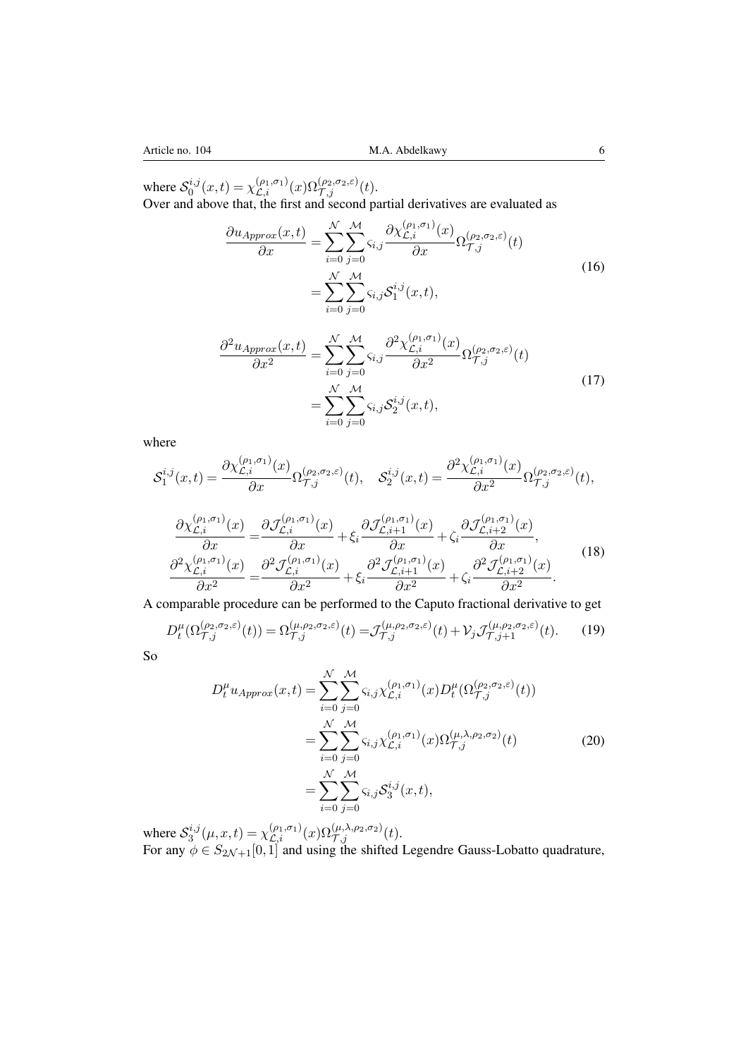where $\mathcal{S}_0^{i,j}(x,t) = \chi_{\mathcal{L},i}^{(\rho_1,\sigma_1)}(x)\Omega_{\mathcal{T},j}^{(\rho_2,\sigma_2,\varepsilon)}(t)$.
Over and above that, the first and second partial derivatives are evaluated as

$$
\begin{aligned}
\frac{\partial u_{Approx}(x,t)}{\partial x} &= \sum_{i=0}^{\mathcal{N}}\sum_{j=0}^{\mathcal{M}} \varsigma_{i,j} \frac{\partial \chi_{\mathcal{L},i}^{(\rho_1,\sigma_1)}(x)}{\partial x} \Omega_{\mathcal{T},j}^{(\rho_2,\sigma_2,\varepsilon)}(t) \\
&= \sum_{i=0}^{\mathcal{N}}\sum_{j=0}^{\mathcal{M}} \varsigma_{i,j} \mathcal{S}_1^{i,j}(x,t),
\end{aligned}
\tag{16}
$$

$$
\begin{aligned}
\frac{\partial^2 u_{Approx}(x,t)}{\partial x^2} &= \sum_{i=0}^{\mathcal{N}}\sum_{j=0}^{\mathcal{M}} \varsigma_{i,j} \frac{\partial^2 \chi_{\mathcal{L},i}^{(\rho_1,\sigma_1)}(x)}{\partial x^2} \Omega_{\mathcal{T},j}^{(\rho_2,\sigma_2,\varepsilon)}(t) \\
&= \sum_{i=0}^{\mathcal{N}}\sum_{j=0}^{\mathcal{M}} \varsigma_{i,j} \mathcal{S}_2^{i,j}(x,t),
\end{aligned}
\tag{17}
$$

where

$$
\mathcal{S}_1^{i,j}(x,t) = \frac{\partial \chi_{\mathcal{L},i}^{(\rho_1,\sigma_1)}(x)}{\partial x} \Omega_{\mathcal{T},j}^{(\rho_2,\sigma_2,\varepsilon)}(t), \quad \mathcal{S}_2^{i,j}(x,t) = \frac{\partial^2 \chi_{\mathcal{L},i}^{(\rho_1,\sigma_1)}(x)}{\partial x^2} \Omega_{\mathcal{T},j}^{(\rho_2,\sigma_2,\varepsilon)}(t),
$$

$$
\begin{aligned}
\frac{\partial \chi_{\mathcal{L},i}^{(\rho_1,\sigma_1)}(x)}{\partial x} &= \frac{\partial \mathcal{J}_{\mathcal{L},i}^{(\rho_1,\sigma_1)}(x)}{\partial x} + \xi_i \frac{\partial \mathcal{J}_{\mathcal{L},i+1}^{(\rho_1,\sigma_1)}(x)}{\partial x} + \zeta_i \frac{\partial \mathcal{J}_{\mathcal{L},i+2}^{(\rho_1,\sigma_1)}(x)}{\partial x}, \\
\frac{\partial^2 \chi_{\mathcal{L},i}^{(\rho_1,\sigma_1)}(x)}{\partial x^2} &= \frac{\partial^2 \mathcal{J}_{\mathcal{L},i}^{(\rho_1,\sigma_1)}(x)}{\partial x^2} + \xi_i \frac{\partial^2 \mathcal{J}_{\mathcal{L},i+1}^{(\rho_1,\sigma_1)}(x)}{\partial x^2} + \zeta_i \frac{\partial^2 \mathcal{J}_{\mathcal{L},i+2}^{(\rho_1,\sigma_1)}(x)}{\partial x^2}.
\end{aligned}
\tag{18}
$$

A comparable procedure can be performed to the Caputo fractional derivative to get

$$
D_t^{\mu}(\Omega_{\mathcal{T},j}^{(\rho_2,\sigma_2,\varepsilon)}(t)) = \Omega_{\mathcal{T},j}^{(\mu,\rho_2,\sigma_2,\varepsilon)}(t) = \mathcal{J}_{\mathcal{T},j}^{(\mu,\rho_2,\sigma_2,\varepsilon)}(t) + \mathcal{V}_j \mathcal{J}_{\mathcal{T},j+1}^{(\mu,\rho_2,\sigma_2,\varepsilon)}(t). \tag{19}
$$

So

$$
\begin{aligned}
D_t^{\mu} u_{Approx}(x,t) &= \sum_{i=0}^{\mathcal{N}}\sum_{j=0}^{\mathcal{M}} \varsigma_{i,j} \chi_{\mathcal{L},i}^{(\rho_1,\sigma_1)}(x) D_t^{\mu}(\Omega_{\mathcal{T},j}^{(\rho_2,\sigma_2,\varepsilon)}(t)) \\
&= \sum_{i=0}^{\mathcal{N}}\sum_{j=0}^{\mathcal{M}} \varsigma_{i,j} \chi_{\mathcal{L},i}^{(\rho_1,\sigma_1)}(x) \Omega_{\mathcal{T},j}^{(\mu,\lambda,\rho_2,\sigma_2)}(t) \\
&= \sum_{i=0}^{\mathcal{N}}\sum_{j=0}^{\mathcal{M}} \varsigma_{i,j} \mathcal{S}_3^{i,j}(x,t),
\end{aligned}
\tag{20}
$$

where $\mathcal{S}_3^{i,j}(\mu,x,t) = \chi_{\mathcal{L},i}^{(\rho_1,\sigma_1)}(x)\Omega_{\mathcal{T},j}^{(\mu,\lambda,\rho_2,\sigma_2)}(t)$.
For any $\phi \in S_{2\mathcal{N}+1}[0,1]$ and using the shifted Legendre Gauss-Lobatto quadrature,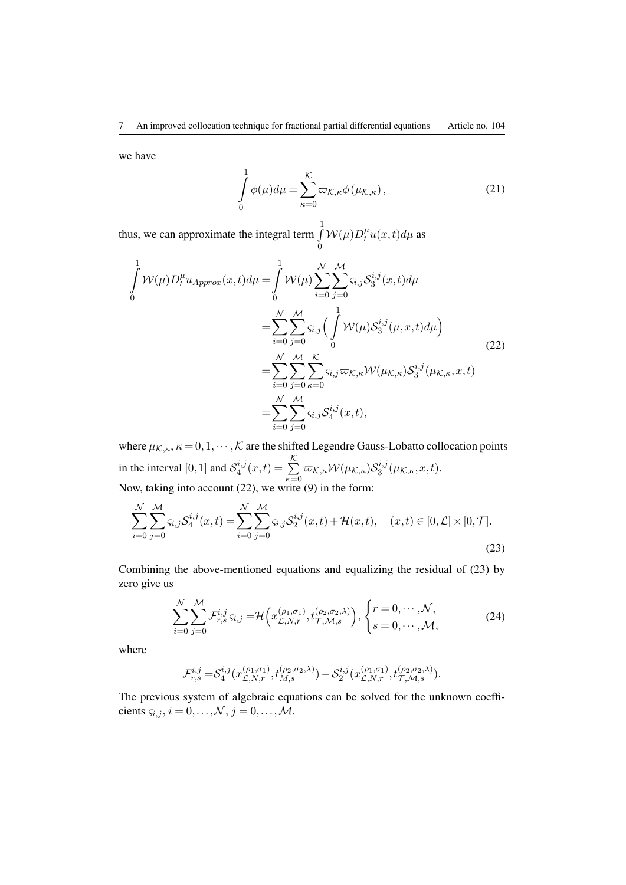we have

$$\int_0^1 \phi(\mu)d\mu = \sum_{\kappa=0}^{\mathcal{K}} \varpi_{\mathcal{K},\kappa}\phi\left(\mu_{\mathcal{K},\kappa}\right), \tag{21}$$

thus, we can approximate the integral term $\int_0^1 \mathcal{W}(\mu)D_t^{\mu}u(x,t)d\mu$ as

$$\begin{aligned}
\int_0^1 \mathcal{W}(\mu)D_t^{\mu}u_{Approx}(x,t)d\mu &= \int_0^1 \mathcal{W}(\mu)\sum_{i=0}^{\mathcal{N}}\sum_{j=0}^{\mathcal{M}} \varsigma_{i,j}\mathcal{S}_3^{i,j}(x,t)d\mu \\
&= \sum_{i=0}^{\mathcal{N}}\sum_{j=0}^{\mathcal{M}} \varsigma_{i,j}\Big(\int_0^1 \mathcal{W}(\mu)\mathcal{S}_3^{i,j}(\mu,x,t)d\mu\Big) \\
&= \sum_{i=0}^{\mathcal{N}}\sum_{j=0}^{\mathcal{M}}\sum_{\kappa=0}^{\mathcal{K}} \varsigma_{i,j}\varpi_{\mathcal{K},\kappa}\mathcal{W}(\mu_{\mathcal{K},\kappa})\mathcal{S}_3^{i,j}(\mu_{\mathcal{K},\kappa},x,t) \\
&= \sum_{i=0}^{\mathcal{N}}\sum_{j=0}^{\mathcal{M}} \varsigma_{i,j}\mathcal{S}_4^{i,j}(x,t),
\end{aligned} \tag{22}$$

where $\mu_{\mathcal{K},\kappa}, \kappa = 0,1,\cdots,\mathcal{K}$ are the shifted Legendre Gauss-Lobatto collocation points in the interval $[0,1]$ and $\mathcal{S}_4^{i,j}(x,t) = \sum_{\kappa=0}^{\mathcal{K}} \varpi_{\mathcal{K},\kappa}\mathcal{W}(\mu_{\mathcal{K},\kappa})\mathcal{S}_3^{i,j}(\mu_{\mathcal{K},\kappa},x,t)$.

Now, taking into account (22), we write (9) in the form:

$$\sum_{i=0}^{\mathcal{N}}\sum_{j=0}^{\mathcal{M}} \varsigma_{i,j}\mathcal{S}_4^{i,j}(x,t) = \sum_{i=0}^{\mathcal{N}}\sum_{j=0}^{\mathcal{M}} \varsigma_{i,j}\mathcal{S}_2^{i,j}(x,t) + \mathcal{H}(x,t), \quad (x,t) \in [0,\mathcal{L}] \times [0,\mathcal{T}]. \tag{23}$$

Combining the above-mentioned equations and equalizing the residual of (23) by zero give us

$$\sum_{i=0}^{\mathcal{N}}\sum_{j=0}^{\mathcal{M}} \mathcal{F}_{r,s}^{i,j}\varsigma_{i,j} = \mathcal{H}\Big(x_{\mathcal{L},N,r}^{(\rho_1,\sigma_1)}, t_{\mathcal{T},\mathcal{M},s}^{(\rho_2,\sigma_2,\lambda)}\Big), \begin{cases} r = 0,\cdots,\mathcal{N}, \\ s = 0,\cdots,\mathcal{M}, \end{cases} \tag{24}$$

where

$$\mathcal{F}_{r,s}^{i,j} = \mathcal{S}_4^{i,j}(x_{\mathcal{L},N,r}^{(\rho_1,\sigma_1)}, t_{M,s}^{(\rho_2,\sigma_2,\lambda)}) - \mathcal{S}_2^{i,j}(x_{\mathcal{L},N,r}^{(\rho_1,\sigma_1)}, t_{\mathcal{T},\mathcal{M},s}^{(\rho_2,\sigma_2,\lambda)}).$$

The previous system of algebraic equations can be solved for the unknown coefficients $\varsigma_{i,j}$, $i = 0,\ldots,\mathcal{N}$, $j = 0,\ldots,\mathcal{M}$.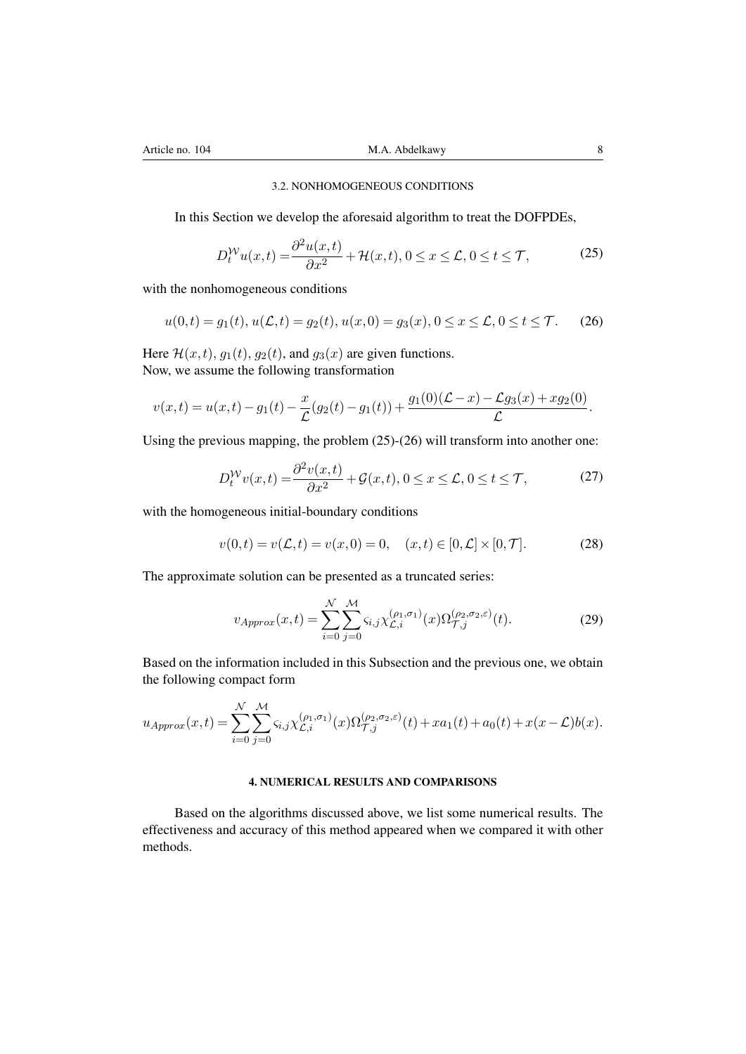### 3.2. NONHOMOGENEOUS CONDITIONS

In this Section we develop the aforesaid algorithm to treat the DOFPDEs,

$$D_t^{\mathcal{W}} u(x,t) = \frac{\partial^2 u(x,t)}{\partial x^2} + \mathcal{H}(x,t), 0 \le x \le \mathcal{L}, 0 \le t \le \mathcal{T}, \tag{25}$$

with the nonhomogeneous conditions

$$u(0,t) = g_1(t), u(\mathcal{L},t) = g_2(t), u(x,0) = g_3(x), 0 \le x \le \mathcal{L}, 0 \le t \le \mathcal{T}. \tag{26}$$

Here $\mathcal{H}(x,t)$, $g_1(t)$, $g_2(t)$, and $g_3(x)$ are given functions.
Now, we assume the following transformation

$$v(x,t) = u(x,t) - g_1(t) - \frac{x}{\mathcal{L}}(g_2(t) - g_1(t)) + \frac{g_1(0)(\mathcal{L} - x) - \mathcal{L} g_3(x) + x g_2(0)}{\mathcal{L}}.$$

Using the previous mapping, the problem (25)-(26) will transform into another one:

$$D_t^{\mathcal{W}} v(x,t) = \frac{\partial^2 v(x,t)}{\partial x^2} + \mathcal{G}(x,t), 0 \le x \le \mathcal{L}, 0 \le t \le \mathcal{T}, \tag{27}$$

with the homogeneous initial-boundary conditions

$$v(0,t) = v(\mathcal{L},t) = v(x,0) = 0, \quad (x,t) \in [0,\mathcal{L}] \times [0,\mathcal{T}]. \tag{28}$$

The approximate solution can be presented as a truncated series:

$$v_{Approx}(x,t) = \sum_{i=0}^{\mathcal{N}} \sum_{j=0}^{\mathcal{M}} \varsigma_{i,j} \chi_{\mathcal{L},i}^{(\rho_1,\sigma_1)}(x) \Omega_{\mathcal{T},j}^{(\rho_2,\sigma_2,\varepsilon)}(t). \tag{29}$$

Based on the information included in this Subsection and the previous one, we obtain the following compact form

$$u_{Approx}(x,t) = \sum_{i=0}^{\mathcal{N}} \sum_{j=0}^{\mathcal{M}} \varsigma_{i,j} \chi_{\mathcal{L},i}^{(\rho_1,\sigma_1)}(x) \Omega_{\mathcal{T},j}^{(\rho_2,\sigma_2,\varepsilon)}(t) + x a_1(t) + a_0(t) + x(x - \mathcal{L}) b(x).$$

## 4. NUMERICAL RESULTS AND COMPARISONS

Based on the algorithms discussed above, we list some numerical results. The effectiveness and accuracy of this method appeared when we compared it with other methods.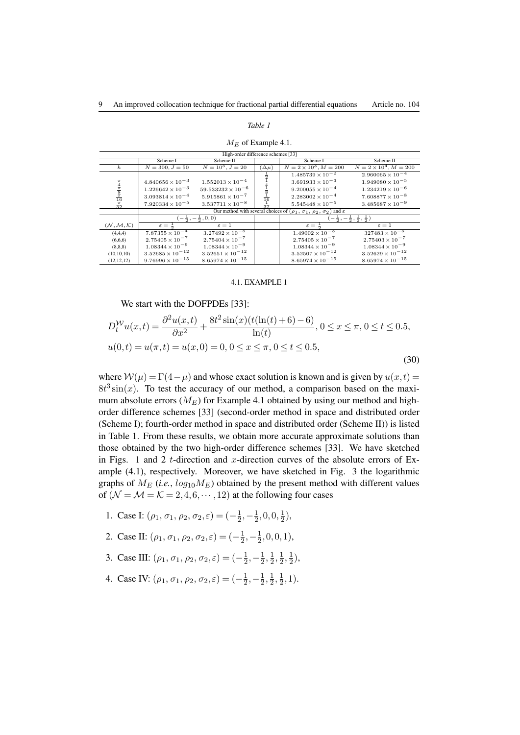*Table 1*

$M_E$ of Example 4.1.

| High-order difference schemes [33] | | | | | |
|---|---|---|---|---|---|
| | Scheme I | Scheme II | | Scheme I | Scheme II |
| $h$ | $N=300, J=50$ | $N=10^5, J=20$ | $(\Delta\mu)$ | $N=2\times10^3, M=200$ | $N=2\times10^4, M=200$ |
| | | | $\frac{1}{2}$ | $1.485739\times10^{-2}$ | $2.960065\times10^{-4}$ |
| $\frac{\pi}{4}$ | $4.840656\times10^{-3}$ | $1.552013\times10^{-4}$ | $\frac{1}{4}$ | $3.691933\times10^{-3}$ | $1.949080\times10^{-5}$ |
| $\frac{\pi}{8}$ | $1.226642\times10^{-3}$ | $59.533232\times10^{-6}$ | $\frac{1}{8}$ | $9.200055\times10^{-4}$ | $1.234219\times10^{-6}$ |
| $\frac{\pi}{16}$ | $3.093814\times10^{-4}$ | $5.915861\times10^{-7}$ | $\frac{1}{16}$ | $2.283002\times10^{-4}$ | $7.608877\times10^{-8}$ |
| $\frac{\pi}{32}$ | $7.920334\times10^{-5}$ | $3.537711\times10^{-8}$ | $\frac{1}{32}$ | $5.545448\times10^{-5}$ | $3.485687\times10^{-9}$ |
| Our method with several choices of $(\rho_1, \sigma_1, \rho_2, \sigma_2)$ and $\varepsilon$ | | | | | |
| | $(-\frac{1}{2},-\frac{1}{2},0,0)$ | | | $(-\frac{1}{2},-\frac{1}{2},\frac{1}{2},\frac{1}{2})$ | |
| $(\mathcal{N},\mathcal{M},\mathcal{K})$ | $\varepsilon=\frac{1}{2}$ | $\varepsilon=1$ | | $\varepsilon=\frac{1}{2}$ | $\varepsilon=1$ |
| (4,4,4) | $7.87355\times10^{-4}$ | $3.27492\times10^{-5}$ | | $1.49002\times10^{-3}$ | $327483\times10^{-5}$ |
| (6,6,6) | $2.75405\times10^{-7}$ | $2.75404\times10^{-7}$ | | $2.75405\times10^{-7}$ | $2.75403\times10^{-7}$ |
| (8,8,8) | $1.08344\times10^{-9}$ | $1.08344\times10^{-9}$ | | $1.08344\times10^{-9}$ | $1.08344\times10^{-9}$ |
| (10,10,10) | $3.52685\times10^{-12}$ | $3.52651\times10^{-12}$ | | $3.52507\times10^{-12}$ | $3.52629\times10^{-12}$ |
| (12,12,12) | $9.76996\times10^{-15}$ | $8.65974\times10^{-15}$ | | $8.65974\times10^{-15}$ | $8.65974\times10^{-15}$ |

### 4.1. EXAMPLE 1

We start with the DOFPDEs [33]:

$$D_t^{\mathcal{W}}u(x,t) = \frac{\partial^2 u(x,t)}{\partial x^2} + \frac{8t^2\sin(x)(t(\ln(t)+6)-6)}{\ln(t)}, 0 \le x \le \pi, 0 \le t \le 0.5,$$
$$u(0,t) = u(\pi,t) = u(x,0) = 0, 0 \le x \le \pi, 0 \le t \le 0.5, \tag{30}$$

where $\mathcal{W}(\mu) = \Gamma(4-\mu)$ and whose exact solution is known and is given by $u(x,t) = 8t^3\sin(x)$. To test the accuracy of our method, a comparison based on the maximum absolute errors ($M_E$) for Example 4.1 obtained by using our method and high-order difference schemes [33] (second-order method in space and distributed order (Scheme I); fourth-order method in space and distributed order (Scheme II)) is listed in Table 1. From these results, we obtain more accurate approximate solutions than those obtained by the two high-order difference schemes [33]. We have sketched in Figs. 1 and 2 $t$-direction and $x$-direction curves of the absolute errors of Example (4.1), respectively. Moreover, we have sketched in Fig. 3 the logarithmic graphs of $M_E$ (*i.e.*, $log_{10}M_E$) obtained by the present method with different values of $(\mathcal{N} = \mathcal{M} = \mathcal{K} = 2,4,6,\cdots,12)$ at the following four cases

1. Case I: $(\rho_1, \sigma_1, \rho_2, \sigma_2, \varepsilon) = (-\frac{1}{2}, -\frac{1}{2}, 0, 0, \frac{1}{2})$,
2. Case II: $(\rho_1, \sigma_1, \rho_2, \sigma_2, \varepsilon) = (-\frac{1}{2}, -\frac{1}{2}, 0, 0, 1)$,
3. Case III: $(\rho_1, \sigma_1, \rho_2, \sigma_2, \varepsilon) = (-\frac{1}{2}, -\frac{1}{2}, \frac{1}{2}, \frac{1}{2}, \frac{1}{2})$,
4. Case IV: $(\rho_1, \sigma_1, \rho_2, \sigma_2, \varepsilon) = (-\frac{1}{2}, -\frac{1}{2}, \frac{1}{2}, \frac{1}{2}, 1)$.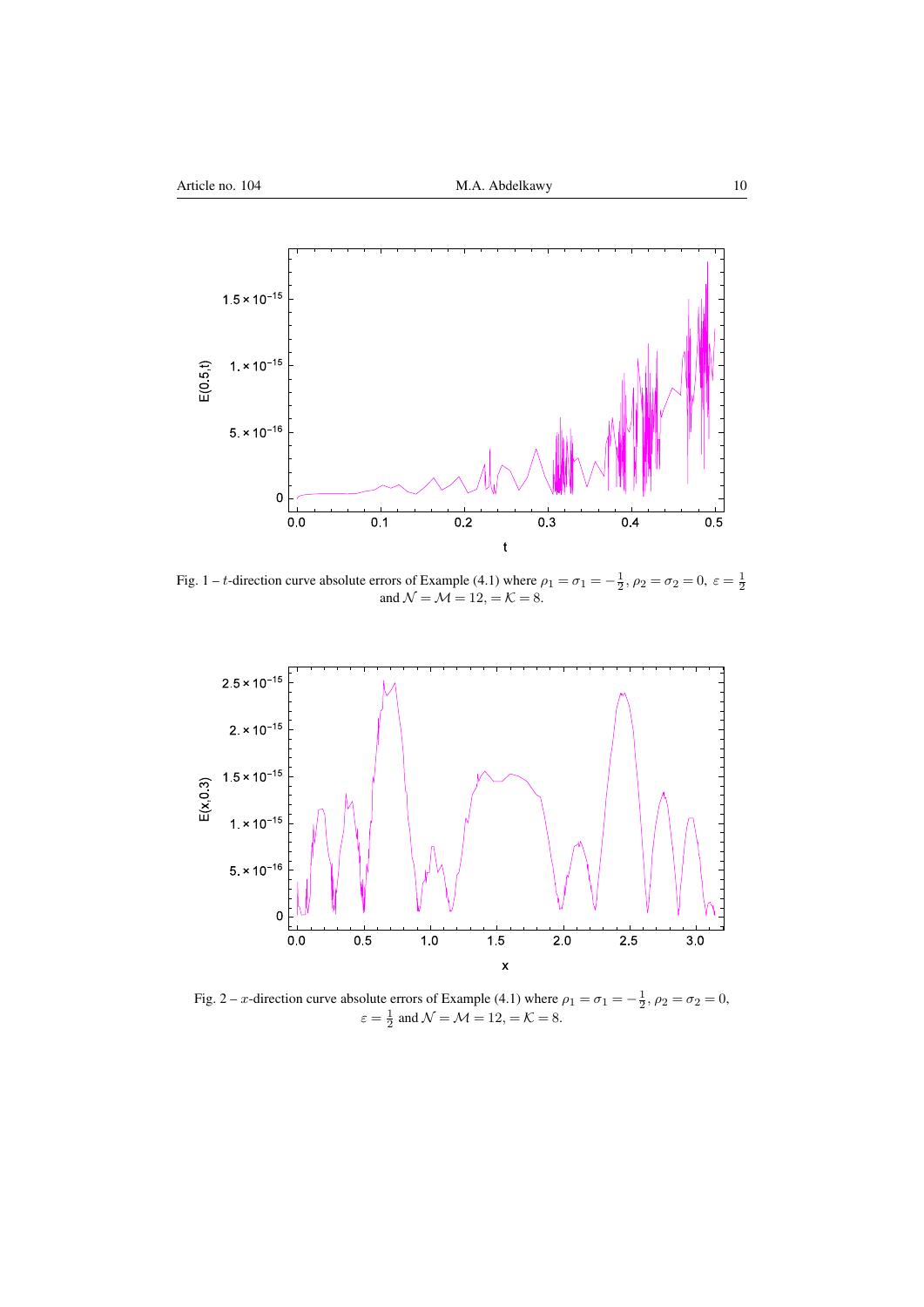Fig. 1 – $t$-direction curve absolute errors of Example (4.1) where $\rho_1 = \sigma_1 = -\frac{1}{2}$, $\rho_2 = \sigma_2 = 0$, $\varepsilon = \frac{1}{2}$ and $\mathcal{N} = \mathcal{M} = 12, = \mathcal{K} = 8$.

Fig. 2 – $x$-direction curve absolute errors of Example (4.1) where $\rho_1 = \sigma_1 = -\frac{1}{2}$, $\rho_2 = \sigma_2 = 0$, $\varepsilon = \frac{1}{2}$ and $\mathcal{N} = \mathcal{M} = 12, = \mathcal{K} = 8$.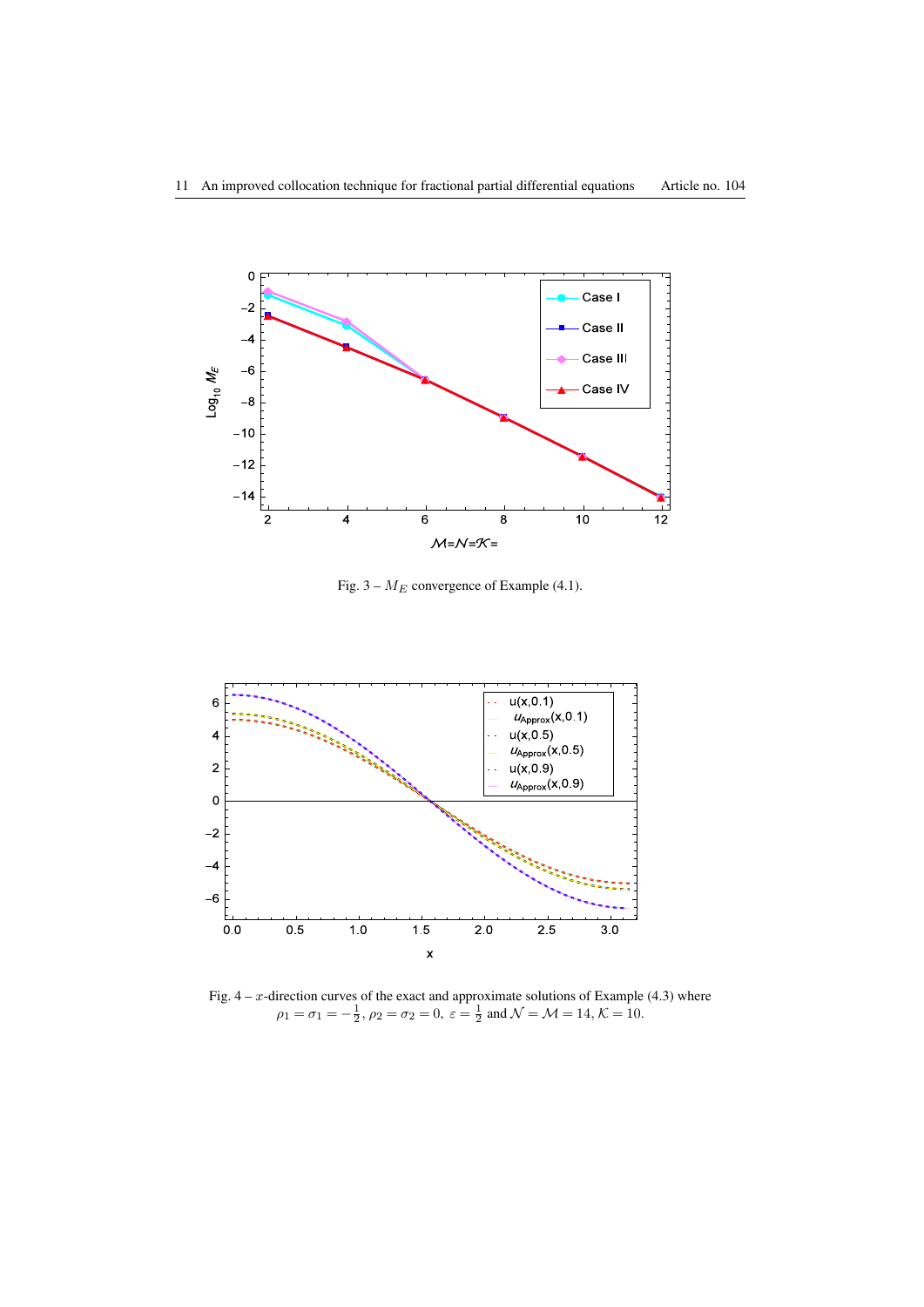Fig. 3 – $M_E$ convergence of Example (4.1).

Fig. 4 – $x$-direction curves of the exact and approximate solutions of Example (4.3) where $\rho_1 = \sigma_1 = -\frac{1}{2}$, $\rho_2 = \sigma_2 = 0$, $\varepsilon = \frac{1}{2}$ and $\mathcal{N} = \mathcal{M} = 14$, $\mathcal{K} = 10$.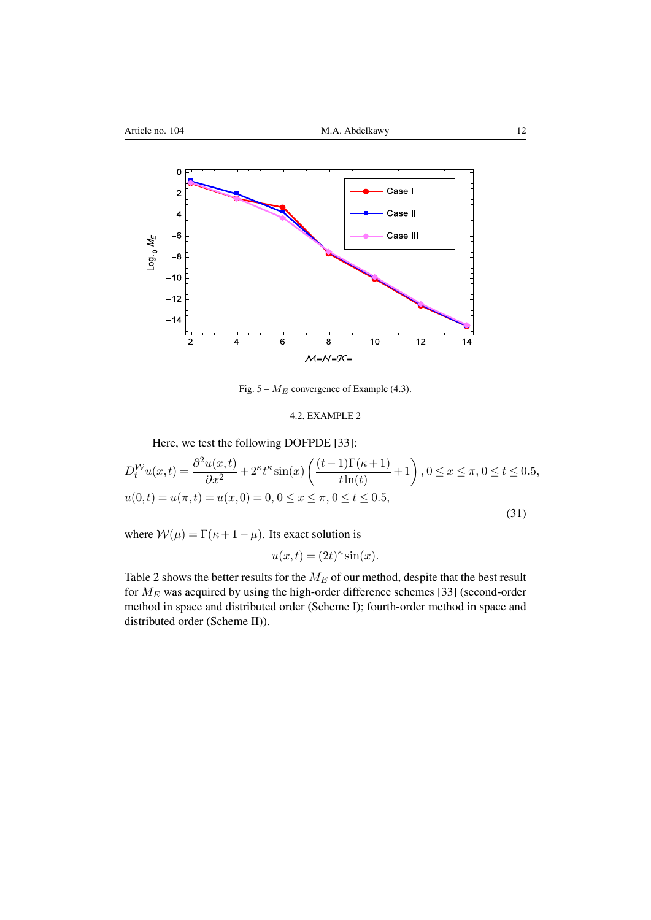Fig. 5 – $M_E$ convergence of Example (4.3).

### 4.2. EXAMPLE 2

Here, we test the following DOFPDE [33]:

$$D_t^{\mathcal{W}} u(x,t) = \frac{\partial^2 u(x,t)}{\partial x^2} + 2^\kappa t^\kappa \sin(x)\left(\frac{(t-1)\Gamma(\kappa+1)}{t\ln(t)} + 1\right), 0 \le x \le \pi, 0 \le t \le 0.5,$$
$$u(0,t) = u(\pi,t) = u(x,0) = 0, 0 \le x \le \pi, 0 \le t \le 0.5, \tag{31}$$

where $\mathcal{W}(\mu) = \Gamma(\kappa + 1 - \mu)$. Its exact solution is

$$u(x,t) = (2t)^\kappa \sin(x).$$

Table 2 shows the better results for the $M_E$ of our method, despite that the best result for $M_E$ was acquired by using the high-order difference schemes [33] (second-order method in space and distributed order (Scheme I); fourth-order method in space and distributed order (Scheme II)).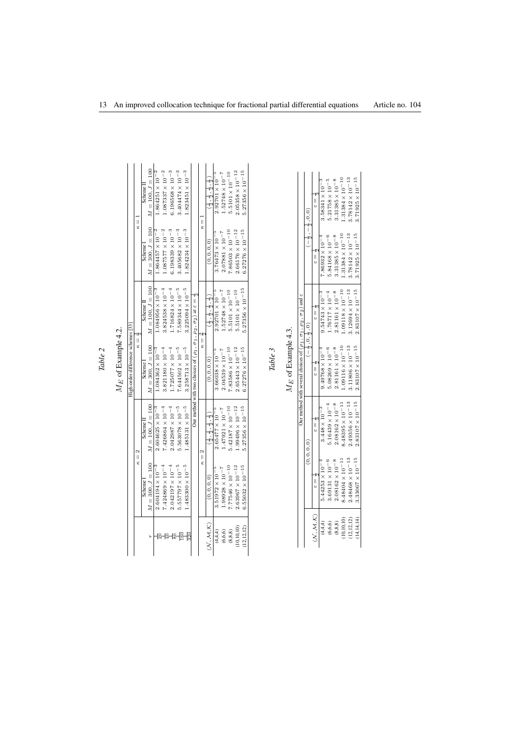*Table 2*

$M_E$ of Example 4.2.

| | High-order difference schemes [33] | | | | | |
|---|---|---|---|---|---|---|
| | $\kappa=2$ | | $\kappa=\frac{3}{2}$ | | $\kappa=1$ | |
| $\tau$ | Scheme I $M=300, J=100$ | Scheme II $M=100, J=100$ | Scheme I $M=300, J=100$ | Scheme II $M=100, J=100$ | Scheme I $M=300, J=100$ | Scheme II $M=100, J=100$ |
| $\frac{1}{20}$ | $2.604194\times10^{-3}$ | $2.604625\times10^{-3}$ | $1.084362\times10^{-3}$ | $1.084956\times10^{-3}$ | $1.864457\times10^{-2}$ | $1.864251\times10^{-2}$ |
| $\frac{1}{40}$ | $7.424869\times10^{-4}$ | $7.426864\times10^{-4}$ | $3.821180\times10^{-4}$ | $3.824538\times10^{-4}$ | $1.087577\times10^{-2}$ | $1.087337\times10^{-2}$ |
| $\frac{1}{80}$ | $2.042197\times10^{-4}$ | $2.042987\times10^{-4}$ | $1.725077\times10^{-4}$ | $1.716824\times10^{-4}$ | $6.198339\times10^{-3}$ | $6.196568\times10^{-3}$ |
| $\frac{1}{160}$ | $5.557797\times10^{-5}$ | $5.563078\times10^{-5}$ | $7.644502\times10^{-5}$ | $7.589344\times10^{-5}$ | $3.405682\times10^{-3}$ | $3.404474\times10^{-3}$ |
| $\frac{1}{320}$ | $1.483300\times10^{-5}$ | $1.485131\times10^{-5}$ | $3.258713\times10^{-5}$ | $3.225094\times10^{-5}$ | $1.824234\times10^{-3}$ | $1.823451\times10^{-3}$ |
| | Our method with two choices of $(\rho_1,\sigma_1,\rho_2,\sigma_2)$ at $\varepsilon=\frac{1}{2}$ | | | | | |
| | $\kappa=2$ | | $\kappa=\frac{3}{2}$ | | $\kappa=1$ | |
| $(\mathcal{N},\mathcal{M},\mathcal{K})$ | $(0,0,0,0)$ | $(\frac{1}{2},\frac{1}{2},\frac{1}{2},\frac{1}{2})$ | $(0,0,0,0)$ | $(\frac{1}{2},\frac{1}{2},\frac{1}{2},\frac{1}{2})$ | $(0,0,0,0)$ | $(\frac{1}{2},\frac{1}{2},\frac{1}{2},\frac{1}{2})$ |
| (4,4,4) | $3.51972\times10^{-5}$ | $2.65477\times10^{-5}$ | $3.66038\times10^{-5}$ | $2.92701\times10^{-5}$ | $3.76473\times10^{-5}$ | $2.92701\times10^{-5}$ |
| (6,6,6) | $1.98928\times10^{-7}$ | $1.47921\times10^{-7}$ | $2.04539\times10^{-7}$ | $1.52748\times10^{-7}$ | $2.07881\times10^{-7}$ | $1.52748\times10^{-7}$ |
| (8,8,8) | $7.77546\times10^{-10}$ | $5.42187\times10^{-10}$ | $7.83586\times10^{-10}$ | $5.5101\times10^{-10}$ | $7.86503\times10^{-10}$ | $5.5101\times10^{-10}$ |
| (10,10,10) | $2.63967\times10^{-12}$ | $1.99496\times10^{-12}$ | $2.65443\times10^{-12}$ | $5.5101\times10^{-10}$ | $2.66176\times10^{-12}$ | $2.05358\times10^{-12}$ |
| (12,12,12) | $6.55032\times10^{-15}$ | $5.27356\times10^{-15}$ | $6.27276\times10^{-15}$ | $5.27356\times10^{-15}$ | $6.27276\times10^{-15}$ | $5.27356\times10^{-15}$ |

*Table 3*

$M_E$ of Example 4.3.

| | Our method with several choices of $(\rho_1,\sigma_1,\rho_2,\sigma_2)$ and $\varepsilon$ | | | | | |
|---|---|---|---|---|---|---|
| | $(0,0,0,0)$ | | $(-\frac{1}{2},0,\frac{1}{2},0)$ | | $(-\frac{1}{2},-\frac{1}{2},0,0)$ | |
| $(\mathcal{N},\mathcal{M},\mathcal{K})$ | $\varepsilon=\frac{1}{2}$ | $\varepsilon=\frac{1}{3}$ | $\varepsilon=\frac{1}{2}$ | $\varepsilon=\frac{1}{3}$ | $\varepsilon=\frac{1}{2}$ | $\varepsilon=\frac{1}{3}$ |
| (4,4,4) | $5.44253\times10^{-4}$ | $3.448\times10^{-3}$ | $9.49768\times10^{-4}$ | $9.54743\times10^{-3}$ | $7.86932\times10^{-4}$ | $3.58341\times10^{-3}$ |
| (6,6,6) | $3.69131\times10^{-6}$ | $5.16439\times10^{-4}$ | $5.08269\times10^{-6}$ | $1.76717\times10^{-4}$ | $5.84168\times10^{-6}$ | $5.21758\times10^{-5}$ |
| (8,8,8) | $2.08162\times10^{-8}$ | $2.08162\times10^{-8}$ | $2.81161\times10^{-8}$ | $2.81161\times10^{-8}$ | $3.31385\times10^{-8}$ | $3.31385\times10^{-8}$ |
| (10,10,10) | $8.48404\times10^{-11}$ | $8.48395\times10^{-11}$ | $1.09116\times10^{-10}$ | $1.09118\times10^{-10}$ | $1.31384\times10^{-10}$ | $1.31384\times10^{-10}$ |
| (12,12,12) | $2.48468\times10^{-13}$ | $2.49356\times10^{-13}$ | $3.11806\times10^{-13}$ | $3.12694\times10^{-13}$ | $3.78142\times10^{-13}$ | $3.78142\times10^{-13}$ |
| (14,14,14) | $3.33067\times10^{-15}$ | $2.83107\times10^{-15}$ | $2.83107\times10^{-15}$ | $2.83107\times10^{-15}$ | $3.71925\times10^{-15}$ | $3.71925\times10^{-15}$ |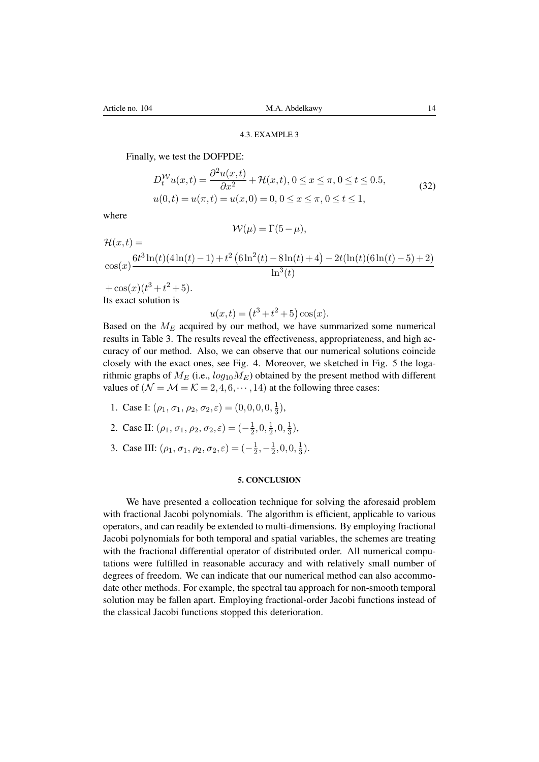### 4.3. EXAMPLE 3

Finally, we test the DOFPDE:

$$
\begin{aligned}
&D_t^{\mathcal{W}} u(x,t) = \frac{\partial^2 u(x,t)}{\partial x^2} + \mathcal{H}(x,t), 0 \le x \le \pi, 0 \le t \le 0.5, \\
&u(0,t) = u(\pi,t) = u(x,0) = 0, 0 \le x \le \pi, 0 \le t \le 1,
\end{aligned}
\tag{32}
$$

where

$$
\mathcal{W}(\mu) = \Gamma(5-\mu),
$$

$\mathcal{H}(x,t) =$

$$
\cos(x)\frac{6t^3\ln(t)(4\ln(t)-1)+t^2\left(6\ln^2(t)-8\ln(t)+4\right)-2t(\ln(t)(6\ln(t)-5)+2)}{\ln^3(t)}
$$

$+\cos(x)(t^3+t^2+5)$.

Its exact solution is

$$
u(x,t) = \left(t^3+t^2+5\right)\cos(x).
$$

Based on the $M_E$ acquired by our method, we have summarized some numerical results in Table 3. The results reveal the effectiveness, appropriateness, and high accuracy of our method. Also, we can observe that our numerical solutions coincide closely with the exact ones, see Fig. 4. Moreover, we sketched in Fig. 5 the logarithmic graphs of $M_E$ (i.e., $log_{10}M_E$) obtained by the present method with different values of $(\mathcal{N} = \mathcal{M} = \mathcal{K} = 2, 4, 6, \cdots, 14)$ at the following three cases:

1. Case I: $(\rho_1, \sigma_1, \rho_2, \sigma_2, \varepsilon) = (0, 0, 0, 0, \frac{1}{3})$,
2. Case II: $(\rho_1, \sigma_1, \rho_2, \sigma_2, \varepsilon) = (-\frac{1}{2}, 0, \frac{1}{2}, 0, \frac{1}{3})$,
3. Case III: $(\rho_1, \sigma_1, \rho_2, \sigma_2, \varepsilon) = (-\frac{1}{2}, -\frac{1}{2}, 0, 0, \frac{1}{3})$.

## 5. CONCLUSION

We have presented a collocation technique for solving the aforesaid problem with fractional Jacobi polynomials. The algorithm is efficient, applicable to various operators, and can readily be extended to multi-dimensions. By employing fractional Jacobi polynomials for both temporal and spatial variables, the schemes are treating with the fractional differential operator of distributed order. All numerical computations were fulfilled in reasonable accuracy and with relatively small number of degrees of freedom. We can indicate that our numerical method can also accommodate other methods. For example, the spectral tau approach for non-smooth temporal solution may be fallen apart. Employing fractional-order Jacobi functions instead of the classical Jacobi functions stopped this deterioration.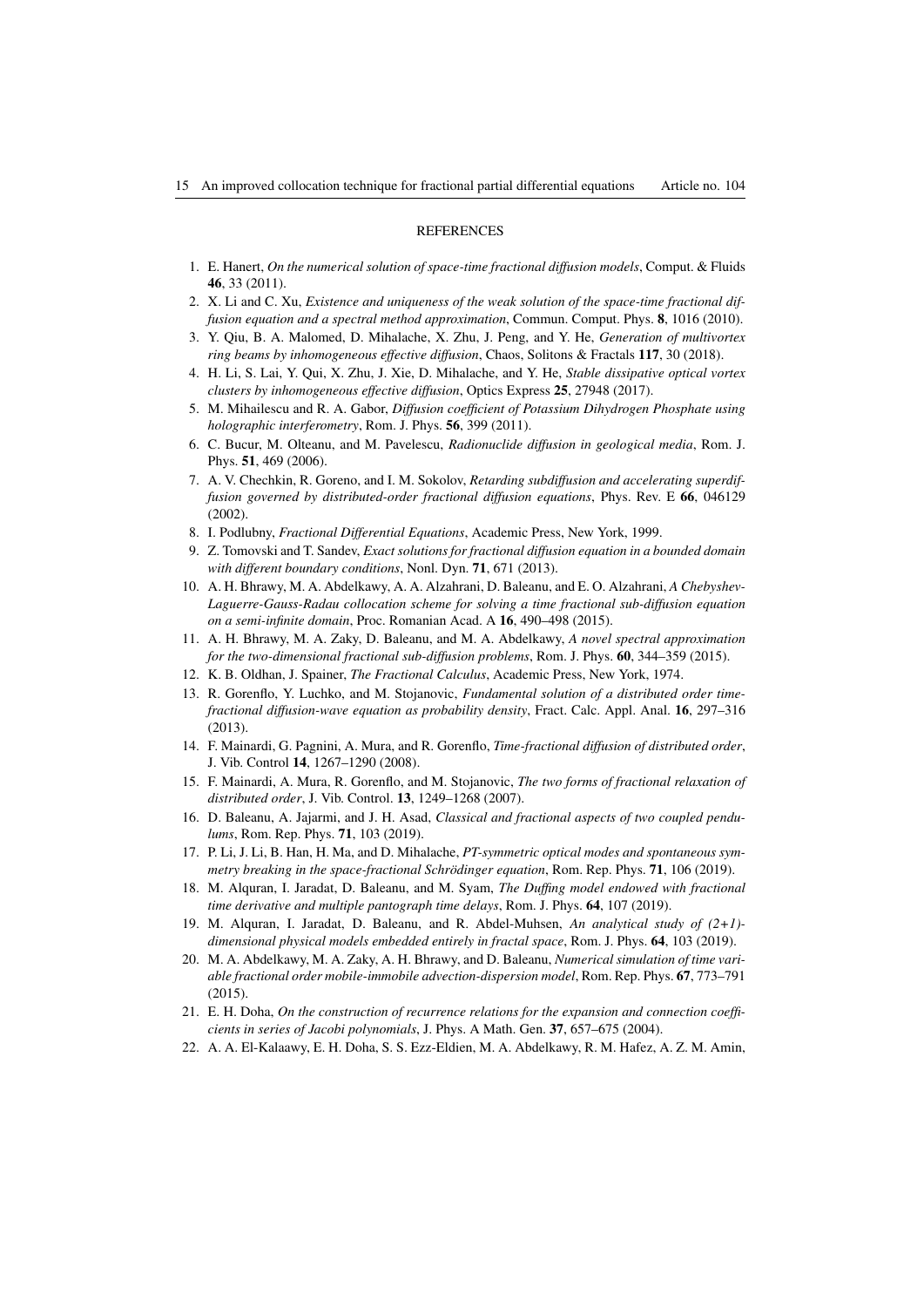REFERENCES

1. E. Hanert, *On the numerical solution of space-time fractional diffusion models*, Comput. & Fluids **46**, 33 (2011).
2. X. Li and C. Xu, *Existence and uniqueness of the weak solution of the space-time fractional diffusion equation and a spectral method approximation*, Commun. Comput. Phys. **8**, 1016 (2010).
3. Y. Qiu, B. A. Malomed, D. Mihalache, X. Zhu, J. Peng, and Y. He, *Generation of multivortex ring beams by inhomogeneous effective diffusion*, Chaos, Solitons & Fractals **117**, 30 (2018).
4. H. Li, S. Lai, Y. Qui, X. Zhu, J. Xie, D. Mihalache, and Y. He, *Stable dissipative optical vortex clusters by inhomogeneous effective diffusion*, Optics Express **25**, 27948 (2017).
5. M. Mihailescu and R. A. Gabor, *Diffusion coefficient of Potassium Dihydrogen Phosphate using holographic interferometry*, Rom. J. Phys. **56**, 399 (2011).
6. C. Bucur, M. Olteanu, and M. Pavelescu, *Radionuclide diffusion in geological media*, Rom. J. Phys. **51**, 469 (2006).
7. A. V. Chechkin, R. Goreno, and I. M. Sokolov, *Retarding subdiffusion and accelerating superdiffusion governed by distributed-order fractional diffusion equations*, Phys. Rev. E **66**, 046129 (2002).
8. I. Podlubny, *Fractional Differential Equations*, Academic Press, New York, 1999.
9. Z. Tomovski and T. Sandev, *Exact solutions for fractional diffusion equation in a bounded domain with different boundary conditions*, Nonl. Dyn. **71**, 671 (2013).
10. A. H. Bhrawy, M. A. Abdelkawy, A. A. Alzahrani, D. Baleanu, and E. O. Alzahrani, *A Chebyshev-Laguerre-Gauss-Radau collocation scheme for solving a time fractional sub-diffusion equation on a semi-infinite domain*, Proc. Romanian Acad. A **16**, 490–498 (2015).
11. A. H. Bhrawy, M. A. Zaky, D. Baleanu, and M. A. Abdelkawy, *A novel spectral approximation for the two-dimensional fractional sub-diffusion problems*, Rom. J. Phys. **60**, 344–359 (2015).
12. K. B. Oldhan, J. Spainer, *The Fractional Calculus*, Academic Press, New York, 1974.
13. R. Gorenflo, Y. Luchko, and M. Stojanovic, *Fundamental solution of a distributed order time-fractional diffusion-wave equation as probability density*, Fract. Calc. Appl. Anal. **16**, 297–316 (2013).
14. F. Mainardi, G. Pagnini, A. Mura, and R. Gorenflo, *Time-fractional diffusion of distributed order*, J. Vib. Control **14**, 1267–1290 (2008).
15. F. Mainardi, A. Mura, R. Gorenflo, and M. Stojanovic, *The two forms of fractional relaxation of distributed order*, J. Vib. Control. **13**, 1249–1268 (2007).
16. D. Baleanu, A. Jajarmi, and J. H. Asad, *Classical and fractional aspects of two coupled pendulums*, Rom. Rep. Phys. **71**, 103 (2019).
17. P. Li, J. Li, B. Han, H. Ma, and D. Mihalache, *PT-symmetric optical modes and spontaneous symmetry breaking in the space-fractional Schrödinger equation*, Rom. Rep. Phys. **71**, 106 (2019).
18. M. Alquran, I. Jaradat, D. Baleanu, and M. Syam, *The Duffing model endowed with fractional time derivative and multiple pantograph time delays*, Rom. J. Phys. **64**, 107 (2019).
19. M. Alquran, I. Jaradat, D. Baleanu, and R. Abdel-Muhsen, *An analytical study of (2+1)-dimensional physical models embedded entirely in fractal space*, Rom. J. Phys. **64**, 103 (2019).
20. M. A. Abdelkawy, M. A. Zaky, A. H. Bhrawy, and D. Baleanu, *Numerical simulation of time variable fractional order mobile-immobile advection-dispersion model*, Rom. Rep. Phys. **67**, 773–791 (2015).
21. E. H. Doha, *On the construction of recurrence relations for the expansion and connection coefficients in series of Jacobi polynomials*, J. Phys. A Math. Gen. **37**, 657–675 (2004).
22. A. A. El-Kalaawy, E. H. Doha, S. S. Ezz-Eldien, M. A. Abdelkawy, R. M. Hafez, A. Z. M. Amin,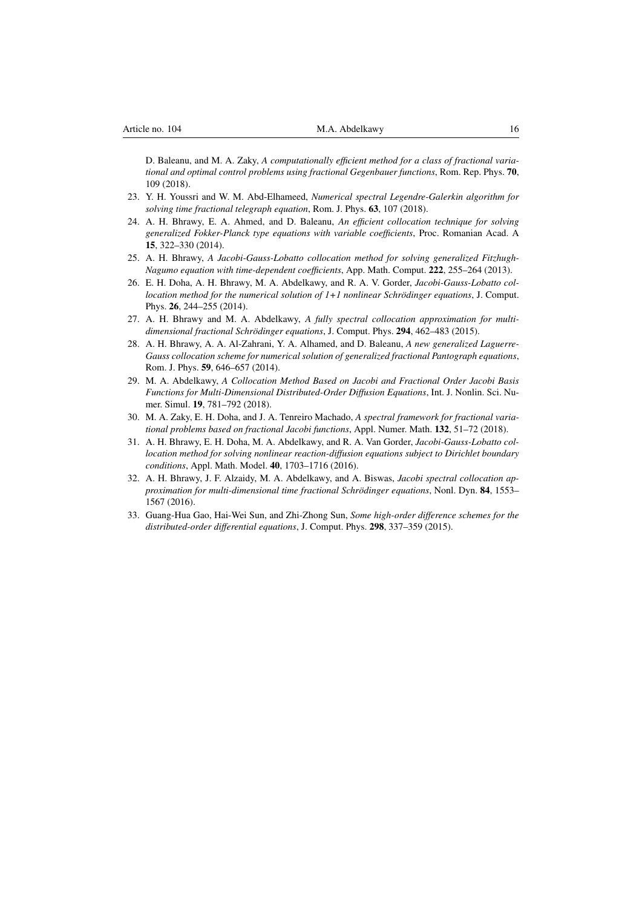D. Baleanu, and M. A. Zaky, *A computationally efficient method for a class of fractional variational and optimal control problems using fractional Gegenbauer functions*, Rom. Rep. Phys. **70**, 109 (2018).

23. Y. H. Youssri and W. M. Abd-Elhameed, *Numerical spectral Legendre-Galerkin algorithm for solving time fractional telegraph equation*, Rom. J. Phys. **63**, 107 (2018).
24. A. H. Bhrawy, E. A. Ahmed, and D. Baleanu, *An efficient collocation technique for solving generalized Fokker-Planck type equations with variable coefficients*, Proc. Romanian Acad. A **15**, 322–330 (2014).
25. A. H. Bhrawy, *A Jacobi-Gauss-Lobatto collocation method for solving generalized Fitzhugh-Nagumo equation with time-dependent coefficients*, App. Math. Comput. **222**, 255–264 (2013).
26. E. H. Doha, A. H. Bhrawy, M. A. Abdelkawy, and R. A. V. Gorder, *Jacobi-Gauss-Lobatto collocation method for the numerical solution of 1+1 nonlinear Schrödinger equations*, J. Comput. Phys. **26**, 244–255 (2014).
27. A. H. Bhrawy and M. A. Abdelkawy, *A fully spectral collocation approximation for multi-dimensional fractional Schrödinger equations*, J. Comput. Phys. **294**, 462–483 (2015).
28. A. H. Bhrawy, A. A. Al-Zahrani, Y. A. Alhamed, and D. Baleanu, *A new generalized Laguerre-Gauss collocation scheme for numerical solution of generalized fractional Pantograph equations*, Rom. J. Phys. **59**, 646–657 (2014).
29. M. A. Abdelkawy, *A Collocation Method Based on Jacobi and Fractional Order Jacobi Basis Functions for Multi-Dimensional Distributed-Order Diffusion Equations*, Int. J. Nonlin. Sci. Numer. Simul. **19**, 781–792 (2018).
30. M. A. Zaky, E. H. Doha, and J. A. Tenreiro Machado, *A spectral framework for fractional variational problems based on fractional Jacobi functions*, Appl. Numer. Math. **132**, 51–72 (2018).
31. A. H. Bhrawy, E. H. Doha, M. A. Abdelkawy, and R. A. Van Gorder, *Jacobi-Gauss-Lobatto collocation method for solving nonlinear reaction-diffusion equations subject to Dirichlet boundary conditions*, Appl. Math. Model. **40**, 1703–1716 (2016).
32. A. H. Bhrawy, J. F. Alzaidy, M. A. Abdelkawy, and A. Biswas, *Jacobi spectral collocation approximation for multi-dimensional time fractional Schrödinger equations*, Nonl. Dyn. **84**, 1553–1567 (2016).
33. Guang-Hua Gao, Hai-Wei Sun, and Zhi-Zhong Sun, *Some high-order difference schemes for the distributed-order differential equations*, J. Comput. Phys. **298**, 337–359 (2015).